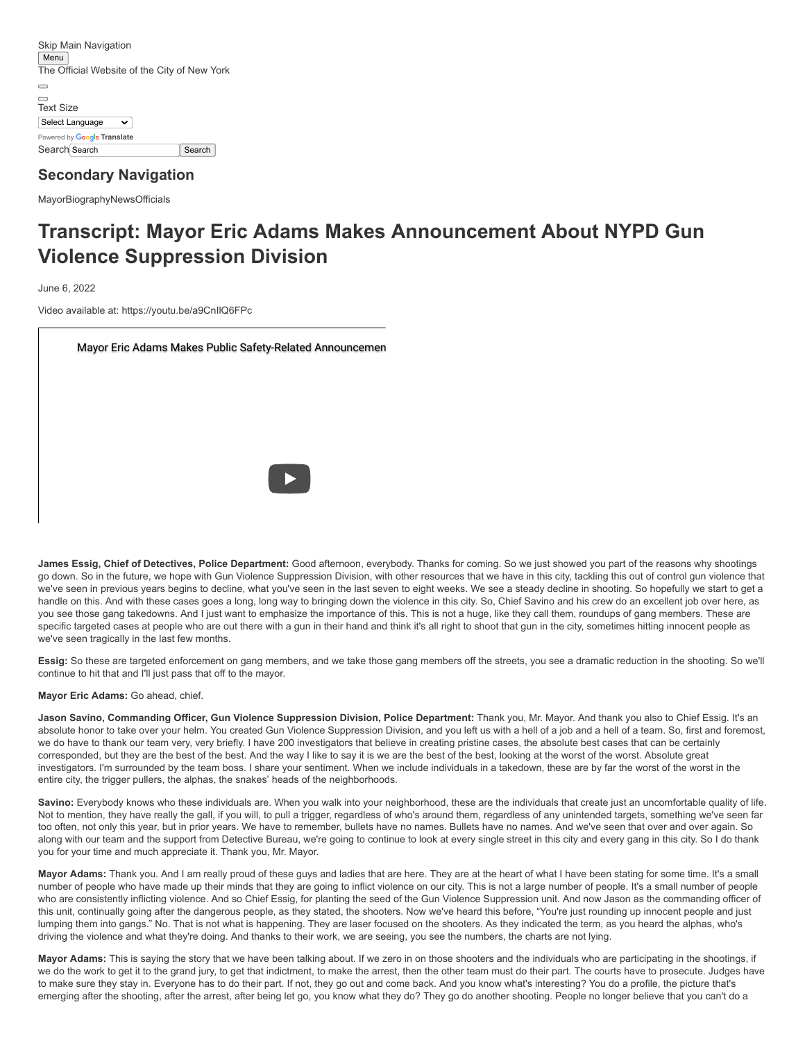Skip Main Navigation

Menu

The Official Website of the City of New York

Text Size

Select Language

Powered by Google Translate

Search Search Search

## Secondary Navigation

MayorBiographyNewsOfficials

# Transcript: Mayor Eric Adams Makes Announcement About NYPD Gun Violence Suppression Division

June 6, 2022

Video available at: https://youtu.be/a9CnIlQ6FPc

Mayor Eric Adams Makes Public Safety-Related Announcemen

**James Essig, Chief of Detectives, Police Department:** Good afternoon, everybody. Thanks for coming. So we just showed you part of the reasons why shootings go down. So in the future, we hope with Gun Violence Suppression Division, with other resources that we have in this city, tackling this out of control gun violence that we've seen in previous years begins to decline, what you've seen in the last seven to eight weeks. We see a steady decline in shooting. So hopefully we start to get a handle on this. And with these cases goes a long, long way to bringing down the violence in this city. So, Chief Savino and his crew do an excellent job over here, as you see those gang takedowns. And I just want to emphasize the importance of this. This is not a huge, like they call them, roundups of gang members. These are specific targeted cases at people who are out there with a gun in their hand and think it's all right to shoot that gun in the city, sometimes hitting innocent people as we've seen tragically in the last few months.

**Essig:** So these are targeted enforcement on gang members, and we take those gang members off the streets, you see a dramatic reduction in the shooting. So we'll continue to hit that and I'll just pass that off to the mayor.

**Mayor Eric Adams:** Go ahead, chief.

**Jason Savino, Commanding Officer, Gun Violence Suppression Division, Police Department:** Thank you, Mr. Mayor. And thank you also to Chief Essig. It's an absolute honor to take over your helm. You created Gun Violence Suppression Division, and you left us with a hell of a job and a hell of a team. So, first and foremost, we do have to thank our team very, very briefly. I have 200 investigators that believe in creating pristine cases, the absolute best cases that can be certainly corresponded, but they are the best of the best. And the way I like to say it is we are the best of the best, looking at the worst of the worst. Absolute great investigators. I'm surrounded by the team boss. I share your sentiment. When we include individuals in a takedown, these are by far the worst of the worst in the entire city, the trigger pullers, the alphas, the snakes' heads of the neighborhoods.

**Savino:** Everybody knows who these individuals are. When you walk into your neighborhood, these are the individuals that create just an uncomfortable quality of life. Not to mention, they have really the gall, if you will, to pull a trigger, regardless of who's around them, regardless of any unintended targets, something we've seen far too often, not only this year, but in prior years. We have to remember, bullets have no names. Bullets have no names. And we've seen that over and over again. So along with our team and the support from Detective Bureau, we're going to continue to look at every single street in this city and every gang in this city. So I do thank you for your time and much appreciate it. Thank you, Mr. Mayor.

**Mayor Adams:** Thank you. And I am really proud of these guys and ladies that are here. They are at the heart of what I have been stating for some time. It's a small number of people who have made up their minds that they are going to inflict violence on our city. This is not a large number of people. It's a small number of people who are consistently inflicting violence. And so Chief Essig, for planting the seed of the Gun Violence Suppression unit. And now Jason as the commanding officer of this unit, continually going after the dangerous people, as they stated, the shooters. Now we've heard this before, "You're just rounding up innocent people and just lumping them into gangs." No. That is not what is happening. They are laser focused on the shooters. As they indicated the term, as you heard the alphas, who's driving the violence and what they're doing. And thanks to their work, we are seeing, you see the numbers, the charts are not lying.

**Mayor Adams:** This is saying the story that we have been talking about. If we zero in on those shooters and the individuals who are participating in the shootings, if we do the work to get it to the grand jury, to get that indictment, to make the arrest, then the other team must do their part. The courts have to prosecute. Judges have to make sure they stay in. Everyone has to do their part. If not, they go out and come back. And you know what's interesting? You do a profile, the picture that's emerging after the shooting, after the arrest, after being let go, you know what they do? They go do another shooting. People no longer believe that you can't do a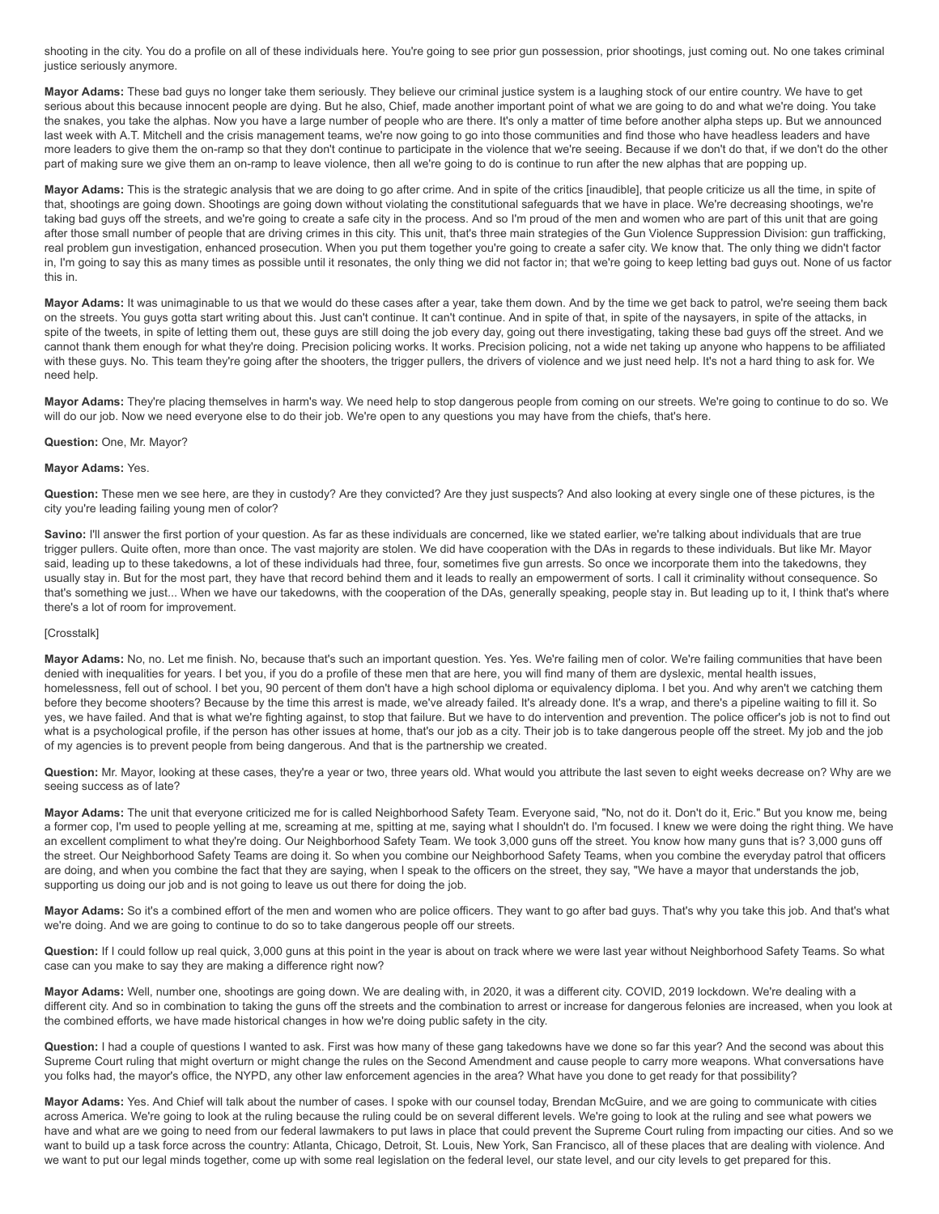shooting in the city. You do a profile on all of these individuals here. You're going to see prior gun possession, prior shootings, just coming out. No one takes criminal justice seriously anymore.

**Mayor Adams:** These bad guys no longer take them seriously. They believe our criminal justice system is a laughing stock of our entire country. We have to get serious about this because innocent people are dying. But he also, Chief, made another important point of what we are going to do and what we're doing. You take the snakes, you take the alphas. Now you have a large number of people who are there. It's only a matter of time before another alpha steps up. But we announced last week with A.T. Mitchell and the crisis management teams, we're now going to go into those communities and find those who have headless leaders and have more leaders to give them the on-ramp so that they don't continue to participate in the violence that we're seeing. Because if we don't do that, if we don't do the other part of making sure we give them an on-ramp to leave violence, then all we're going to do is continue to run after the new alphas that are popping up.

**Mayor Adams:** This is the strategic analysis that we are doing to go after crime. And in spite of the critics [inaudible], that people criticize us all the time, in spite of that, shootings are going down. Shootings are going down without violating the constitutional safeguards that we have in place. We're decreasing shootings, we're taking bad guys off the streets, and we're going to create a safe city in the process. And so I'm proud of the men and women who are part of this unit that are going after those small number of people that are driving crimes in this city. This unit, that's three main strategies of the Gun Violence Suppression Division: gun trafficking, real problem gun investigation, enhanced prosecution. When you put them together you're going to create a safer city. We know that. The only thing we didn't factor in, I'm going to say this as many times as possible until it resonates, the only thing we did not factor in; that we're going to keep letting bad guys out. None of us factor this in.

**Mayor Adams:** It was unimaginable to us that we would do these cases after a year, take them down. And by the time we get back to patrol, we're seeing them back on the streets. You guys gotta start writing about this. Just can't continue. It can't continue. And in spite of that, in spite of the naysayers, in spite of the attacks, in spite of the tweets, in spite of letting them out, these guys are still doing the job every day, going out there investigating, taking these bad guys off the street. And we cannot thank them enough for what they're doing. Precision policing works. It works. Precision policing, not a wide net taking up anyone who happens to be affiliated with these guys. No. This team they're going after the shooters, the trigger pullers, the drivers of violence and we just need help. It's not a hard thing to ask for. We need help.

**Mayor Adams:** They're placing themselves in harm's way. We need help to stop dangerous people from coming on our streets. We're going to continue to do so. We will do our job. Now we need everyone else to do their job. We're open to any questions you may have from the chiefs, that's here.

**Question:** One, Mr. Mayor?

**Mayor Adams:** Yes.

**Question:** These men we see here, are they in custody? Are they convicted? Are they just suspects? And also looking at every single one of these pictures, is the city you're leading failing young men of color?

**Savino:** I'll answer the first portion of your question. As far as these individuals are concerned, like we stated earlier, we're talking about individuals that are true trigger pullers. Quite often, more than once. The vast majority are stolen. We did have cooperation with the DAs in regards to these individuals. But like Mr. Mayor said, leading up to these takedowns, a lot of these individuals had three, four, sometimes five gun arrests. So once we incorporate them into the takedowns, they usually stay in. But for the most part, they have that record behind them and it leads to really an empowerment of sorts. I call it criminality without consequence. So that's something we just... When we have our takedowns, with the cooperation of the DAs, generally speaking, people stay in. But leading up to it, I think that's where there's a lot of room for improvement.

[Crosstalk]

**Mayor Adams:** No, no. Let me finish. No, because that's such an important question. Yes. Yes. We're failing men of color. We're failing communities that have been denied with inequalities for years. I bet you, if you do a profile of these men that are here, you will find many of them are dyslexic, mental health issues, homelessness, fell out of school. I bet you, 90 percent of them don't have a high school diploma or equivalency diploma. I bet you. And why aren't we catching them before they become shooters? Because by the time this arrest is made, we've already failed. It's already done. It's a wrap, and there's a pipeline waiting to fill it. So yes, we have failed. And that is what we're fighting against, to stop that failure. But we have to do intervention and prevention. The police officer's job is not to find out what is a psychological profile, if the person has other issues at home, that's our job as a city. Their job is to take dangerous people off the street. My job and the job of my agencies is to prevent people from being dangerous. And that is the partnership we created.

**Question:** Mr. Mayor, looking at these cases, they're a year or two, three years old. What would you attribute the last seven to eight weeks decrease on? Why are we seeing success as of late?

**Mayor Adams:** The unit that everyone criticized me for is called Neighborhood Safety Team. Everyone said, "No, not do it. Don't do it, Eric." But you know me, being a former cop, I'm used to people yelling at me, screaming at me, spitting at me, saying what I shouldn't do. I'm focused. I knew we were doing the right thing. We have an excellent compliment to what they're doing. Our Neighborhood Safety Team. We took 3,000 guns off the street. You know how many guns that is? 3,000 guns off the street. Our Neighborhood Safety Teams are doing it. So when you combine our Neighborhood Safety Teams, when you combine the everyday patrol that officers are doing, and when you combine the fact that they are saying, when I speak to the officers on the street, they say, "We have a mayor that understands the job, supporting us doing our job and is not going to leave us out there for doing the job.

**Mayor Adams:** So it's a combined effort of the men and women who are police officers. They want to go after bad guys. That's why you take this job. And that's what we're doing. And we are going to continue to do so to take dangerous people off our streets.

**Question:** If I could follow up real quick, 3,000 guns at this point in the year is about on track where we were last year without Neighborhood Safety Teams. So what case can you make to say they are making a difference right now?

**Mayor Adams:** Well, number one, shootings are going down. We are dealing with, in 2020, it was a different city. COVID, 2019 lockdown. We're dealing with a different city. And so in combination to taking the guns off the streets and the combination to arrest or increase for dangerous felonies are increased, when you look at the combined efforts, we have made historical changes in how we're doing public safety in the city.

**Question:** I had a couple of questions I wanted to ask. First was how many of these gang takedowns have we done so far this year? And the second was about this Supreme Court ruling that might overturn or might change the rules on the Second Amendment and cause people to carry more weapons. What conversations have you folks had, the mayor's office, the NYPD, any other law enforcement agencies in the area? What have you done to get ready for that possibility?

**Mayor Adams:** Yes. And Chief will talk about the number of cases. I spoke with our counsel today, Brendan McGuire, and we are going to communicate with cities across America. We're going to look at the ruling because the ruling could be on several different levels. We're going to look at the ruling and see what powers we have and what are we going to need from our federal lawmakers to put laws in place that could prevent the Supreme Court ruling from impacting our cities. And so we want to build up a task force across the country: Atlanta, Chicago, Detroit, St. Louis, New York, San Francisco, all of these places that are dealing with violence. And we want to put our legal minds together, come up with some real legislation on the federal level, our state level, and our city levels to get prepared for this.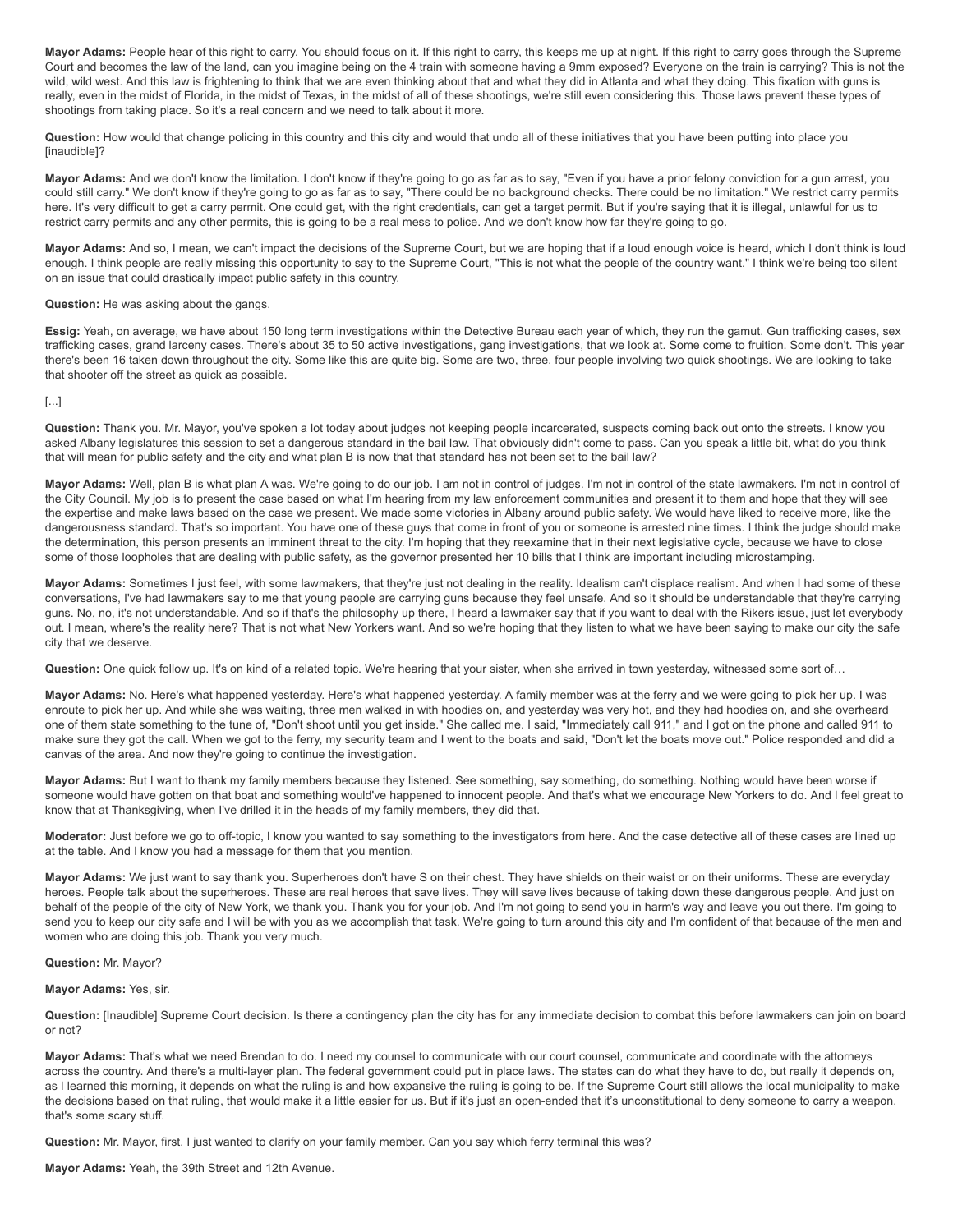**Mayor Adams:** People hear of this right to carry. You should focus on it. If this right to carry, this keeps me up at night. If this right to carry goes through the Supreme Court and becomes the law of the land, can you imagine being on the 4 train with someone having a 9mm exposed? Everyone on the train is carrying? This is not the wild, wild west. And this law is frightening to think that we are even thinking about that and what they did in Atlanta and what they doing. This fixation with guns is really, even in the midst of Florida, in the midst of Texas, in the midst of all of these shootings, we're still even considering this. Those laws prevent these types of shootings from taking place. So it's a real concern and we need to talk about it more.

**Question:** How would that change policing in this country and this city and would that undo all of these initiatives that you have been putting into place you [inaudible]?

**Mayor Adams:** And we don't know the limitation. I don't know if they're going to go as far as to say, "Even if you have a prior felony conviction for a gun arrest, you could still carry." We don't know if they're going to go as far as to say, "There could be no background checks. There could be no limitation." We restrict carry permits here. It's very difficult to get a carry permit. One could get, with the right credentials, can get a target permit. But if you're saying that it is illegal, unlawful for us to restrict carry permits and any other permits, this is going to be a real mess to police. And we don't know how far they're going to go.

**Mayor Adams:** And so, I mean, we can't impact the decisions of the Supreme Court, but we are hoping that if a loud enough voice is heard, which I don't think is loud enough. I think people are really missing this opportunity to say to the Supreme Court, "This is not what the people of the country want." I think we're being too silent on an issue that could drastically impact public safety in this country.

**Question:** He was asking about the gangs.

**Essig:** Yeah, on average, we have about 150 long term investigations within the Detective Bureau each year of which, they run the gamut. Gun trafficking cases, sex trafficking cases, grand larceny cases. There's about 35 to 50 active investigations, gang investigations, that we look at. Some come to fruition. Some don't. This year there's been 16 taken down throughout the city. Some like this are quite big. Some are two, three, four people involving two quick shootings. We are looking to take that shooter off the street as quick as possible.

[...]

**Question:** Thank you. Mr. Mayor, you've spoken a lot today about judges not keeping people incarcerated, suspects coming back out onto the streets. I know you asked Albany legislatures this session to set a dangerous standard in the bail law. That obviously didn't come to pass. Can you speak a little bit, what do you think that will mean for public safety and the city and what plan B is now that that standard has not been set to the bail law?

**Mayor Adams:** Well, plan B is what plan A was. We're going to do our job. I am not in control of judges. I'm not in control of the state lawmakers. I'm not in control of the City Council. My job is to present the case based on what I'm hearing from my law enforcement communities and present it to them and hope that they will see the expertise and make laws based on the case we present. We made some victories in Albany around public safety. We would have liked to receive more, like the dangerousness standard. That's so important. You have one of these guys that come in front of you or someone is arrested nine times. I think the judge should make the determination, this person presents an imminent threat to the city. I'm hoping that they reexamine that in their next legislative cycle, because we have to close some of those loopholes that are dealing with public safety, as the governor presented her 10 bills that I think are important including microstamping.

**Mayor Adams:** Sometimes I just feel, with some lawmakers, that they're just not dealing in the reality. Idealism can't displace realism. And when I had some of these conversations, I've had lawmakers say to me that young people are carrying guns because they feel unsafe. And so it should be understandable that they're carrying guns. No, no, it's not understandable. And so if that's the philosophy up there, I heard a lawmaker say that if you want to deal with the Rikers issue, just let everybody out. I mean, where's the reality here? That is not what New Yorkers want. And so we're hoping that they listen to what we have been saying to make our city the safe city that we deserve.

**Question:** One quick follow up. It's on kind of a related topic. We're hearing that your sister, when she arrived in town yesterday, witnessed some sort of…

**Mayor Adams:** No. Here's what happened yesterday. Here's what happened yesterday. A family member was at the ferry and we were going to pick her up. I was enroute to pick her up. And while she was waiting, three men walked in with hoodies on, and yesterday was very hot, and they had hoodies on, and she overheard one of them state something to the tune of, "Don't shoot until you get inside." She called me. I said, "Immediately call 911," and I got on the phone and called 911 to make sure they got the call. When we got to the ferry, my security team and I went to the boats and said, "Don't let the boats move out." Police responded and did a canvas of the area. And now they're going to continue the investigation.

**Mayor Adams:** But I want to thank my family members because they listened. See something, say something, do something. Nothing would have been worse if someone would have gotten on that boat and something would've happened to innocent people. And that's what we encourage New Yorkers to do. And I feel great to know that at Thanksgiving, when I've drilled it in the heads of my family members, they did that.

**Moderator:** Just before we go to off-topic, I know you wanted to say something to the investigators from here. And the case detective all of these cases are lined up at the table. And I know you had a message for them that you mention.

**Mayor Adams:** We just want to say thank you. Superheroes don't have S on their chest. They have shields on their waist or on their uniforms. These are everyday heroes. People talk about the superheroes. These are real heroes that save lives. They will save lives because of taking down these dangerous people. And just on behalf of the people of the city of New York, we thank you. Thank you for your job. And I'm not going to send you in harm's way and leave you out there. I'm going to send you to keep our city safe and I will be with you as we accomplish that task. We're going to turn around this city and I'm confident of that because of the men and women who are doing this job. Thank you very much.

**Question:** Mr. Mayor?

**Mayor Adams:** Yes, sir.

**Question:** [Inaudible] Supreme Court decision. Is there a contingency plan the city has for any immediate decision to combat this before lawmakers can join on board or not?

**Mayor Adams:** That's what we need Brendan to do. I need my counsel to communicate with our court counsel, communicate and coordinate with the attorneys across the country. And there's a multi-layer plan. The federal government could put in place laws. The states can do what they have to do, but really it depends on, as I learned this morning, it depends on what the ruling is and how expansive the ruling is going to be. If the Supreme Court still allows the local municipality to make the decisions based on that ruling, that would make it a little easier for us. But if it's just an open-ended that it's unconstitutional to deny someone to carry a weapon, that's some scary stuff.

**Question:** Mr. Mayor, first, I just wanted to clarify on your family member. Can you say which ferry terminal this was?

**Mayor Adams:** Yeah, the 39th Street and 12th Avenue.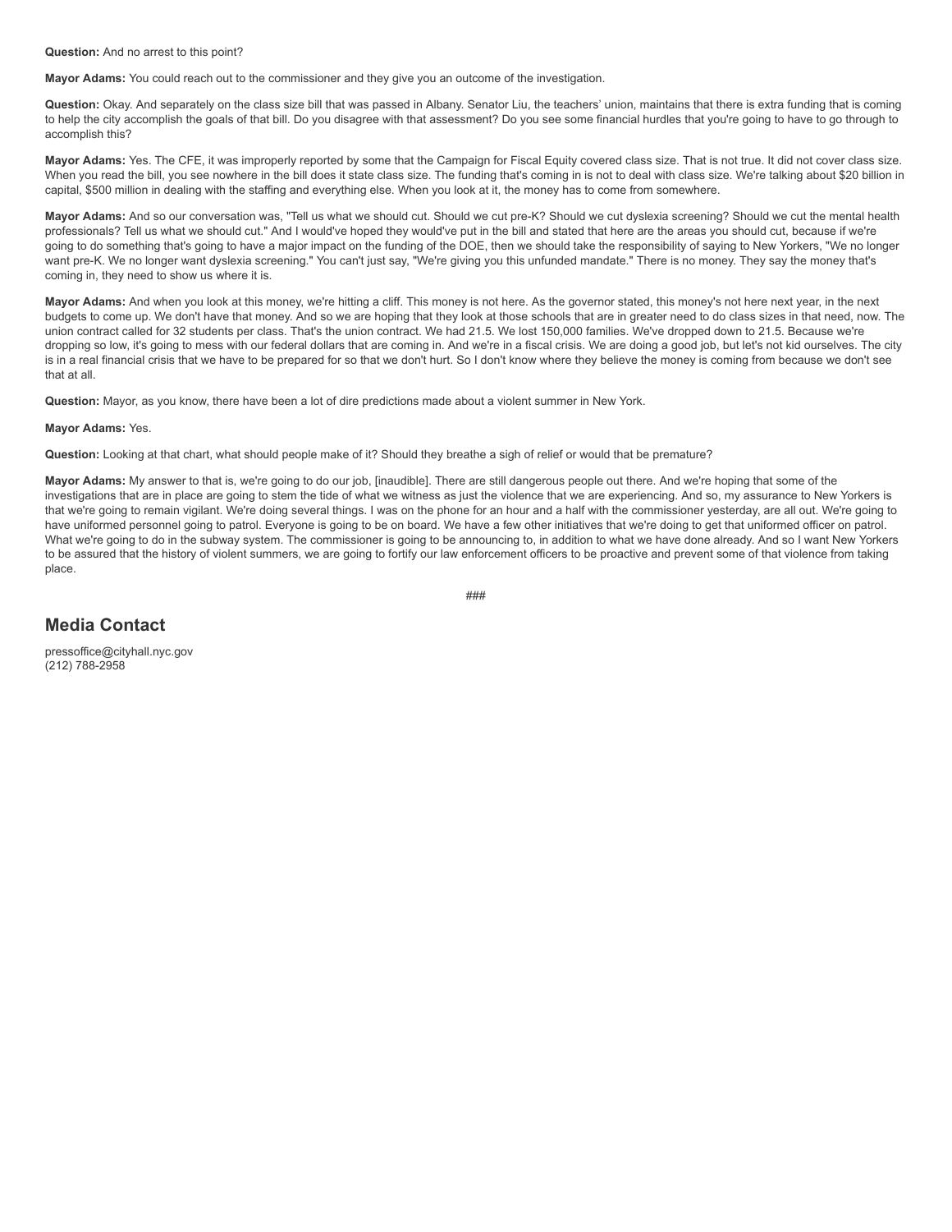**Question:** And no arrest to this point?

**Mayor Adams:** You could reach out to the commissioner and they give you an outcome of the investigation.

**Question:** Okay. And separately on the class size bill that was passed in Albany. Senator Liu, the teachers' union, maintains that there is extra funding that is coming to help the city accomplish the goals of that bill. Do you disagree with that assessment? Do you see some financial hurdles that you're going to have to go through to accomplish this?

**Mayor Adams:** Yes. The CFE, it was improperly reported by some that the Campaign for Fiscal Equity covered class size. That is not true. It did not cover class size. When you read the bill, you see nowhere in the bill does it state class size. The funding that's coming in is not to deal with class size. We're talking about $20 billion in capital, $500 million in dealing with the staffing and everything else. When you look at it, the money has to come from somewhere.

**Mayor Adams:** And so our conversation was, "Tell us what we should cut. Should we cut pre-K? Should we cut dyslexia screening? Should we cut the mental health professionals? Tell us what we should cut." And I would've hoped they would've put in the bill and stated that here are the areas you should cut, because if we're going to do something that's going to have a major impact on the funding of the DOE, then we should take the responsibility of saying to New Yorkers, "We no longer want pre-K. We no longer want dyslexia screening." You can't just say, "We're giving you this unfunded mandate." There is no money. They say the money that's coming in, they need to show us where it is.

**Mayor Adams:** And when you look at this money, we're hitting a cliff. This money is not here. As the governor stated, this money's not here next year, in the next budgets to come up. We don't have that money. And so we are hoping that they look at those schools that are in greater need to do class sizes in that need, now. The union contract called for 32 students per class. That's the union contract. We had 21.5. We lost 150,000 families. We've dropped down to 21.5. Because we're dropping so low, it's going to mess with our federal dollars that are coming in. And we're in a fiscal crisis. We are doing a good job, but let's not kid ourselves. The city is in a real financial crisis that we have to be prepared for so that we don't hurt. So I don't know where they believe the money is coming from because we don't see that at all.

**Question:** Mayor, as you know, there have been a lot of dire predictions made about a violent summer in New York.

**Mayor Adams:** Yes.

**Question:** Looking at that chart, what should people make of it? Should they breathe a sigh of relief or would that be premature?

**Mayor Adams:** My answer to that is, we're going to do our job, [inaudible]. There are still dangerous people out there. And we're hoping that some of the investigations that are in place are going to stem the tide of what we witness as just the violence that we are experiencing. And so, my assurance to New Yorkers is that we're going to remain vigilant. We're doing several things. I was on the phone for an hour and a half with the commissioner yesterday, are all out. We're going to have uniformed personnel going to patrol. Everyone is going to be on board. We have a few other initiatives that we're doing to get that uniformed officer on patrol. What we're going to do in the subway system. The commissioner is going to be announcing to, in addition to what we have done already. And so I want New Yorkers to be assured that the history of violent summers, we are going to fortify our law enforcement officers to be proactive and prevent some of that violence from taking place.

###

## Media Contact

pressoffice@cityhall.nyc.gov
(212) 788-2958